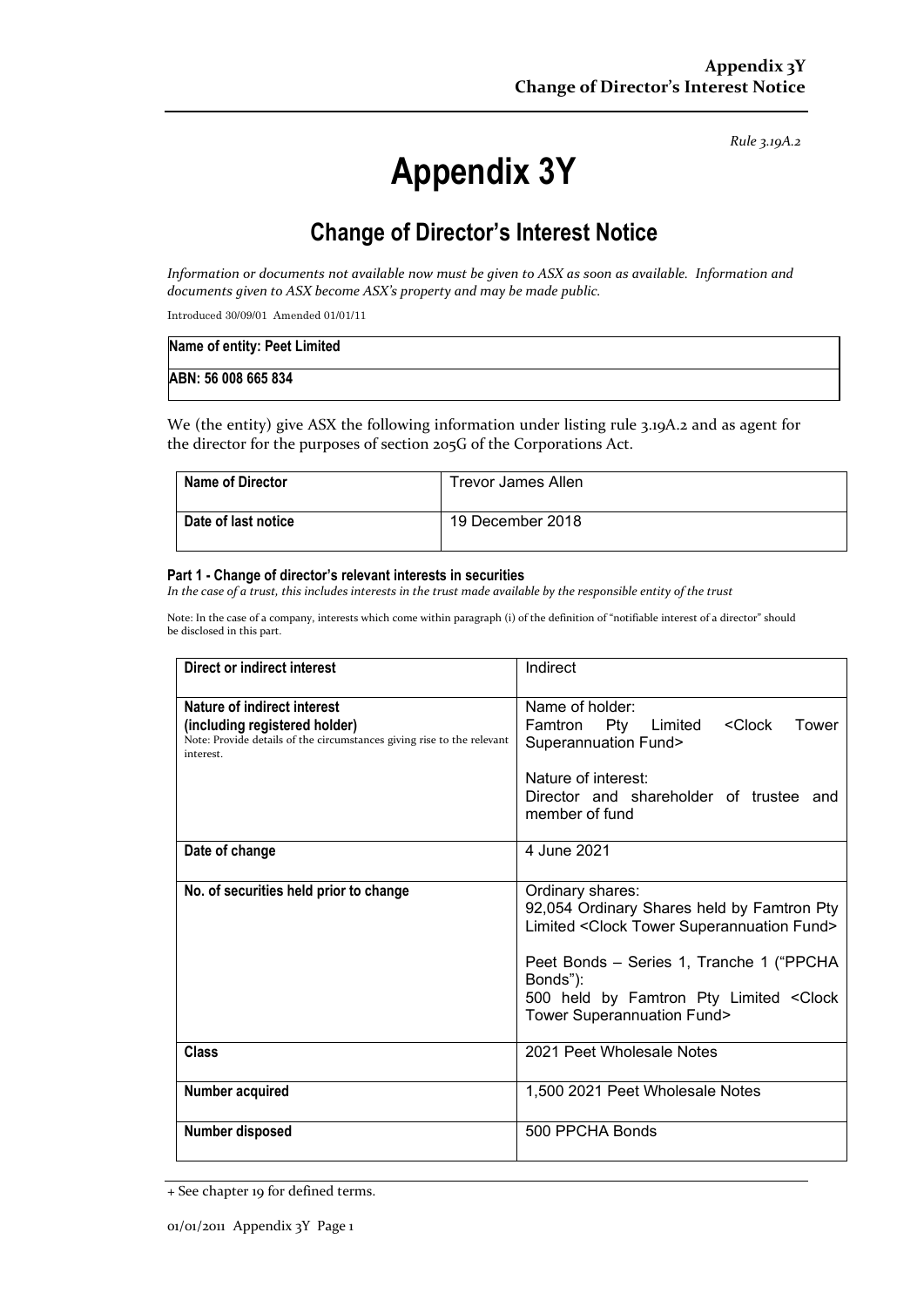*Rule 3.19A.2*

# Appendix 3Y

## Change of Director's Interest Notice

*Information or documents not available now must be given to ASX as soon as available. Information and documents given to ASX become ASX's property and may be made public.*

Introduced 30/09/01 Amended 01/01/11

| Name of entity: Peet Limited |
|---|
| ABN: 56 008 665 834 |

We (the entity) give ASX the following information under listing rule 3.19A.2 and as agent for the director for the purposes of section 205G of the Corporations Act.

| Name of Director | Trevor James Allen |
|---|---|
| Date of last notice | 19 December 2018 |

### Part 1 - Change of director's relevant interests in securities

*In the case of a trust, this includes interests in the trust made available by the responsible entity of the trust*

Note: In the case of a company, interests which come within paragraph (i) of the definition of "notifiable interest of a director" should be disclosed in this part.

| Direct or indirect interest | Indirect |
|---|---|
| **Nature of indirect interest (including registered holder)**<br>Note: Provide details of the circumstances giving rise to the relevant interest. | Name of holder:<br>Famtron Pty Limited <Clock Tower Superannuation Fund><br><br>Nature of interest:<br>Director and shareholder of trustee and member of fund |
| **Date of change** | 4 June 2021 |
| **No. of securities held prior to change** | Ordinary shares:<br>92,054 Ordinary Shares held by Famtron Pty Limited <Clock Tower Superannuation Fund><br><br>Peet Bonds – Series 1, Tranche 1 ("PPCHA Bonds"):<br>500 held by Famtron Pty Limited <Clock Tower Superannuation Fund> |
| **Class** | 2021 Peet Wholesale Notes |
| **Number acquired** | 1,500 2021 Peet Wholesale Notes |
| **Number disposed** | 500 PPCHA Bonds |

+ See chapter 19 for defined terms.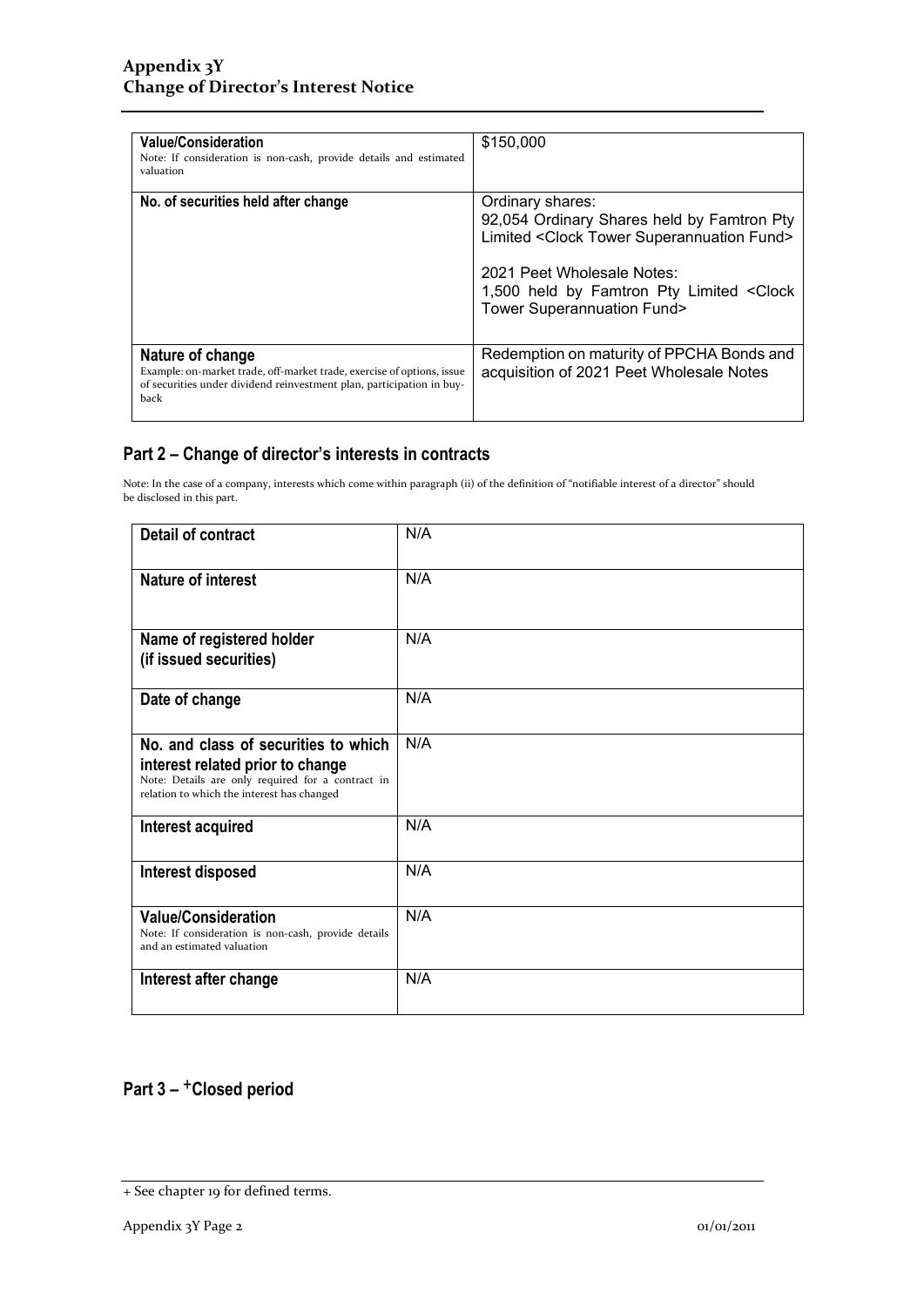| **Value/Consideration**<br>Note: If consideration is non-cash, provide details and estimated valuation | $150,000 |
|---|---|
| **No. of securities held after change** | Ordinary shares:<br>92,054 Ordinary Shares held by Famtron Pty Limited <Clock Tower Superannuation Fund><br><br>2021 Peet Wholesale Notes:<br>1,500 held by Famtron Pty Limited <Clock Tower Superannuation Fund> |
| **Nature of change**<br>Example: on-market trade, off-market trade, exercise of options, issue of securities under dividend reinvestment plan, participation in buy-back | Redemption on maturity of PPCHA Bonds and acquisition of 2021 Peet Wholesale Notes |

## Part 2 – Change of director's interests in contracts

Note: In the case of a company, interests which come within paragraph (ii) of the definition of "notifiable interest of a director" should be disclosed in this part.

| **Detail of contract** | N/A |
|---|---|
| **Nature of interest** | N/A |
| **Name of registered holder (if issued securities)** | N/A |
| **Date of change** | N/A |
| **No. and class of securities to which interest related prior to change**<br>Note: Details are only required for a contract in relation to which the interest has changed | N/A |
| **Interest acquired** | N/A |
| **Interest disposed** | N/A |
| **Value/Consideration**<br>Note: If consideration is non-cash, provide details and an estimated valuation | N/A |
| **Interest after change** | N/A |

## Part 3 – +Closed period

+ See chapter 19 for defined terms.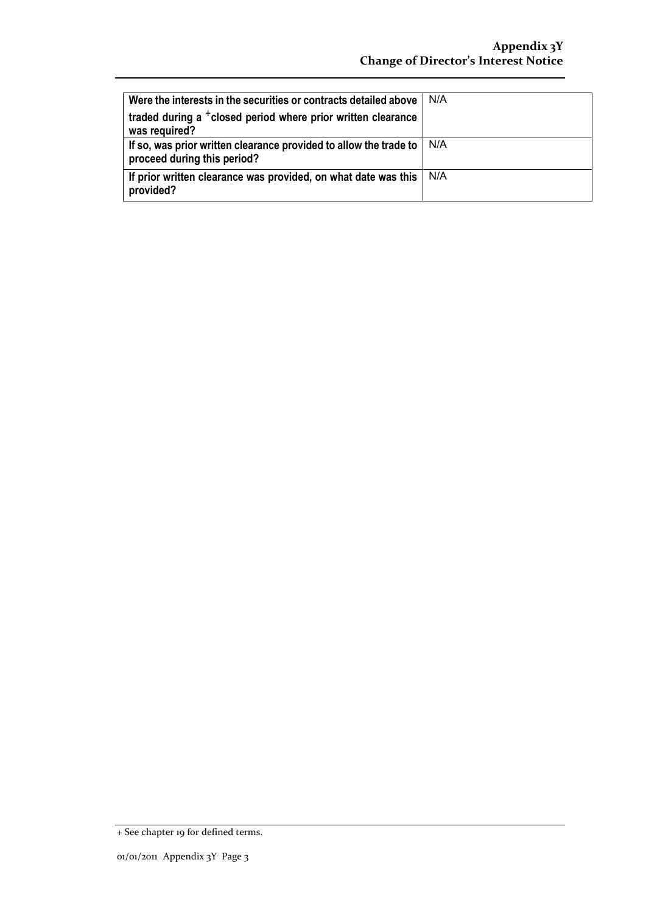| | |
|---|---|
| **Were the interests in the securities or contracts detailed above traded during a +closed period where prior written clearance was required?** | N/A |
| **If so, was prior written clearance provided to allow the trade to proceed during this period?** | N/A |
| **If prior written clearance was provided, on what date was this provided?** | N/A |

+ See chapter 19 for defined terms.